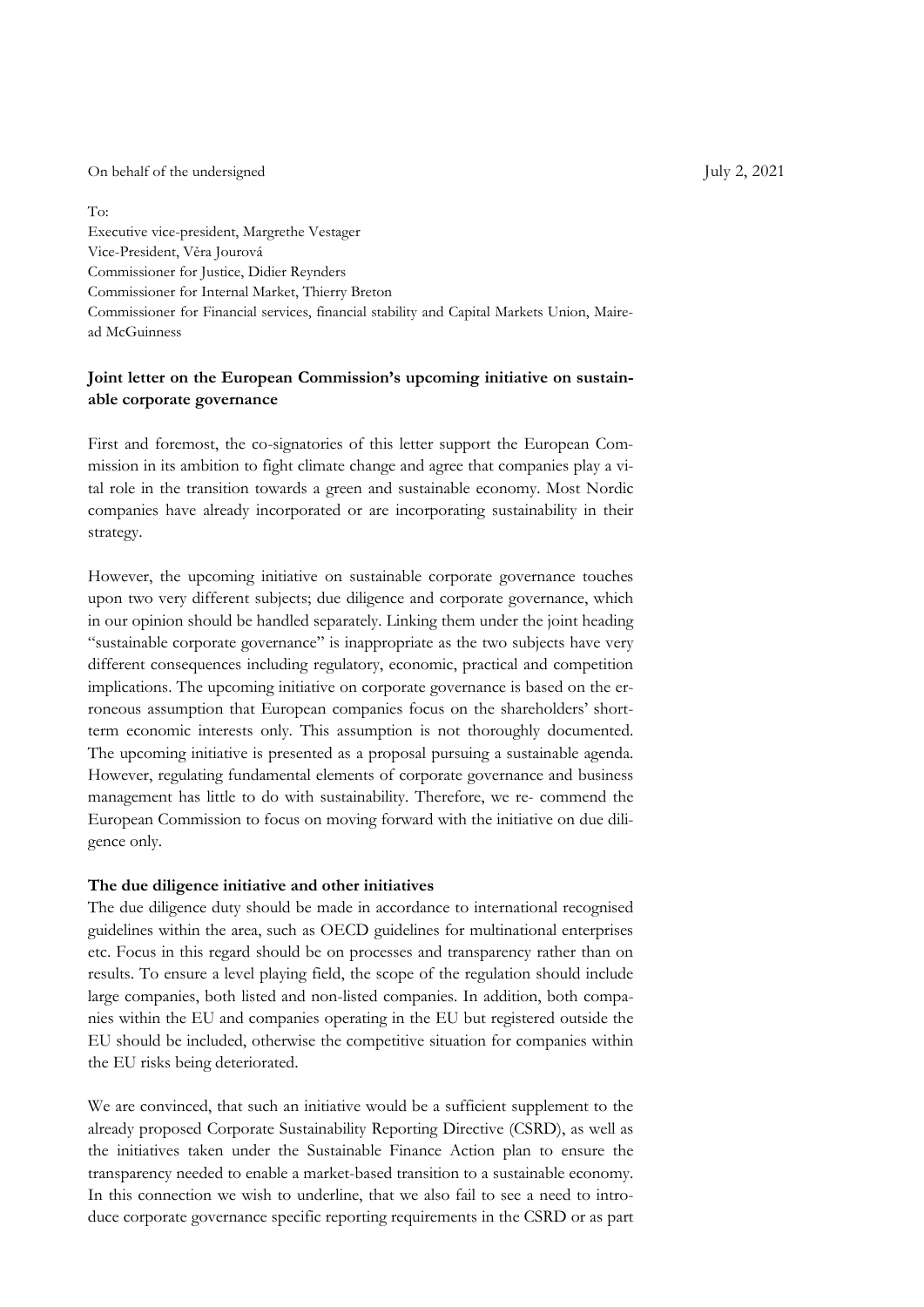On behalf of the undersigned

July 2, 2021

To:
Executive vice-president, Margrethe Vestager
Vice-President, Věra Jourová
Commissioner for Justice, Didier Reynders
Commissioner for Internal Market, Thierry Breton
Commissioner for Financial services, financial stability and Capital Markets Union, Mairead McGuinness

**Joint letter on the European Commission's upcoming initiative on sustainable corporate governance**

First and foremost, the co-signatories of this letter support the European Commission in its ambition to fight climate change and agree that companies play a vital role in the transition towards a green and sustainable economy. Most Nordic companies have already incorporated or are incorporating sustainability in their strategy.

However, the upcoming initiative on sustainable corporate governance touches upon two very different subjects; due diligence and corporate governance, which in our opinion should be handled separately. Linking them under the joint heading "sustainable corporate governance" is inappropriate as the two subjects have very different consequences including regulatory, economic, practical and competition implications. The upcoming initiative on corporate governance is based on the erroneous assumption that European companies focus on the shareholders' short-term economic interests only. This assumption is not thoroughly documented. The upcoming initiative is presented as a proposal pursuing a sustainable agenda. However, regulating fundamental elements of corporate governance and business management has little to do with sustainability. Therefore, we re- commend the European Commission to focus on moving forward with the initiative on due diligence only.

**The due diligence initiative and other initiatives**

The due diligence duty should be made in accordance to international recognised guidelines within the area, such as OECD guidelines for multinational enterprises etc. Focus in this regard should be on processes and transparency rather than on results. To ensure a level playing field, the scope of the regulation should include large companies, both listed and non-listed companies. In addition, both companies within the EU and companies operating in the EU but registered outside the EU should be included, otherwise the competitive situation for companies within the EU risks being deteriorated.

We are convinced, that such an initiative would be a sufficient supplement to the already proposed Corporate Sustainability Reporting Directive (CSRD), as well as the initiatives taken under the Sustainable Finance Action plan to ensure the transparency needed to enable a market-based transition to a sustainable economy. In this connection we wish to underline, that we also fail to see a need to introduce corporate governance specific reporting requirements in the CSRD or as part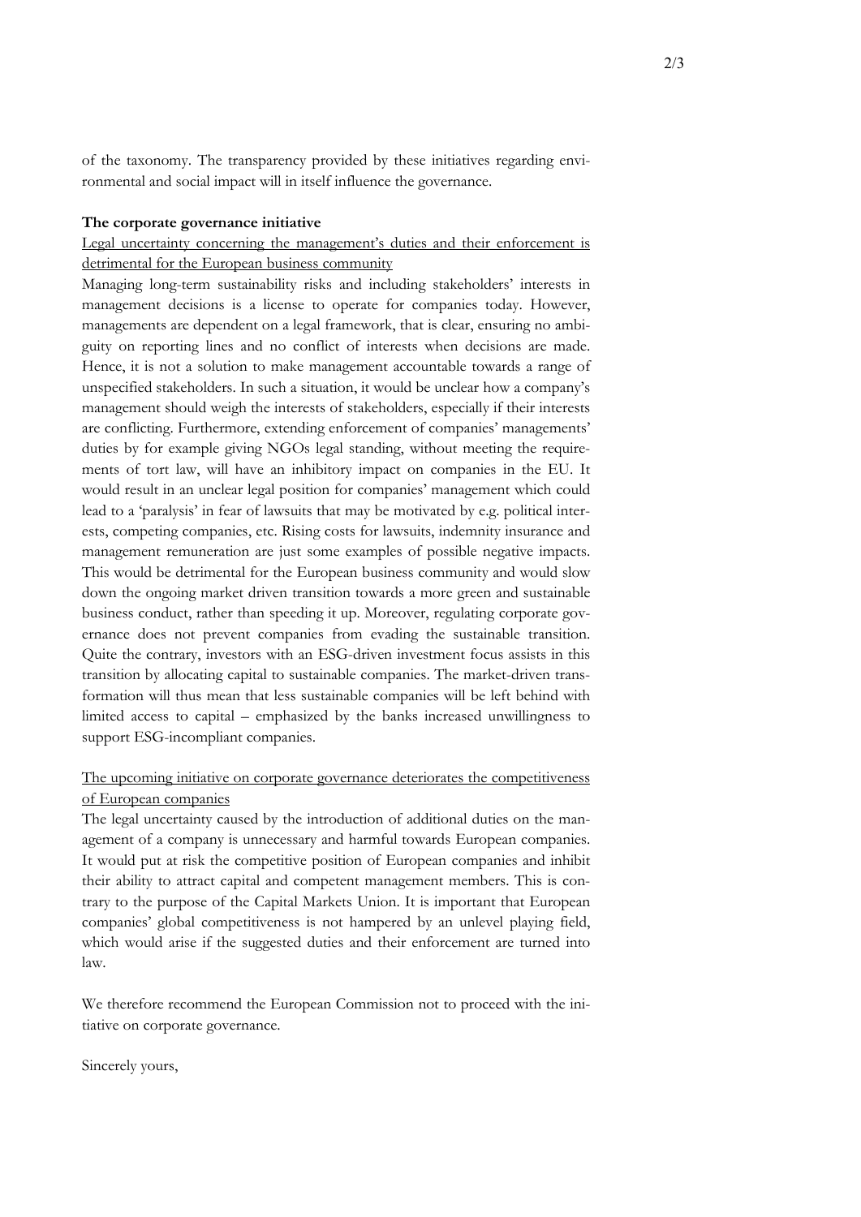of the taxonomy. The transparency provided by these initiatives regarding environmental and social impact will in itself influence the governance.

**The corporate governance initiative**

Legal uncertainty concerning the management's duties and their enforcement is detrimental for the European business community

Managing long-term sustainability risks and including stakeholders' interests in management decisions is a license to operate for companies today. However, managements are dependent on a legal framework, that is clear, ensuring no ambiguity on reporting lines and no conflict of interests when decisions are made. Hence, it is not a solution to make management accountable towards a range of unspecified stakeholders. In such a situation, it would be unclear how a company's management should weigh the interests of stakeholders, especially if their interests are conflicting. Furthermore, extending enforcement of companies' managements' duties by for example giving NGOs legal standing, without meeting the requirements of tort law, will have an inhibitory impact on companies in the EU. It would result in an unclear legal position for companies' management which could lead to a 'paralysis' in fear of lawsuits that may be motivated by e.g. political interests, competing companies, etc. Rising costs for lawsuits, indemnity insurance and management remuneration are just some examples of possible negative impacts. This would be detrimental for the European business community and would slow down the ongoing market driven transition towards a more green and sustainable business conduct, rather than speeding it up. Moreover, regulating corporate governance does not prevent companies from evading the sustainable transition. Quite the contrary, investors with an ESG-driven investment focus assists in this transition by allocating capital to sustainable companies. The market-driven transformation will thus mean that less sustainable companies will be left behind with limited access to capital – emphasized by the banks increased unwillingness to support ESG-incompliant companies.

The upcoming initiative on corporate governance deteriorates the competitiveness of European companies

The legal uncertainty caused by the introduction of additional duties on the management of a company is unnecessary and harmful towards European companies. It would put at risk the competitive position of European companies and inhibit their ability to attract capital and competent management members. This is contrary to the purpose of the Capital Markets Union. It is important that European companies' global competitiveness is not hampered by an unlevel playing field, which would arise if the suggested duties and their enforcement are turned into law.

We therefore recommend the European Commission not to proceed with the initiative on corporate governance.

Sincerely yours,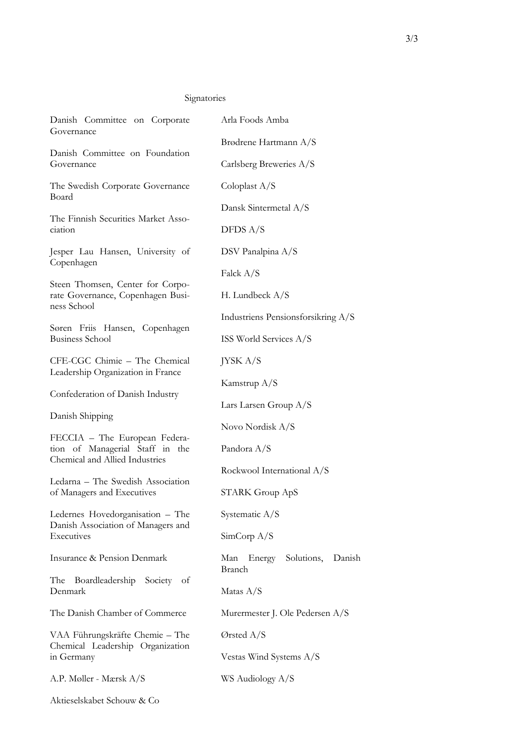## Signatories

Danish Committee on Corporate Governance

Danish Committee on Foundation Governance

The Swedish Corporate Governance Board

The Finnish Securities Market Association

Jesper Lau Hansen, University of Copenhagen

Steen Thomsen, Center for Corporate Governance, Copenhagen Business School

Søren Friis Hansen, Copenhagen Business School

CFE-CGC Chimie – The Chemical Leadership Organization in France

Confederation of Danish Industry

Danish Shipping

FECCIA – The European Federation of Managerial Staff in the Chemical and Allied Industries

Ledarna – The Swedish Association of Managers and Executives

Ledernes Hovedorganisation – The Danish Association of Managers and Executives

Insurance & Pension Denmark

The Boardleadership Society of Denmark

The Danish Chamber of Commerce

VAA Führungskräfte Chemie – The Chemical Leadership Organization in Germany

A.P. Møller - Mærsk A/S

Aktieselskabet Schouw & Co

Arla Foods Amba

Brødrene Hartmann A/S

Carlsberg Breweries A/S

Coloplast A/S

Dansk Sintermetal A/S

DFDS A/S

DSV Panalpina A/S

Falck A/S

H. Lundbeck A/S

Industriens Pensionsforsikring A/S

ISS World Services A/S

JYSK A/S

Kamstrup A/S

Lars Larsen Group A/S

Novo Nordisk A/S

Pandora A/S

Rockwool International A/S

STARK Group ApS

Systematic A/S

SimCorp A/S

Man Energy Solutions, Danish Branch

Matas A/S

Murermester J. Ole Pedersen A/S

Ørsted A/S

Vestas Wind Systems A/S

WS Audiology A/S